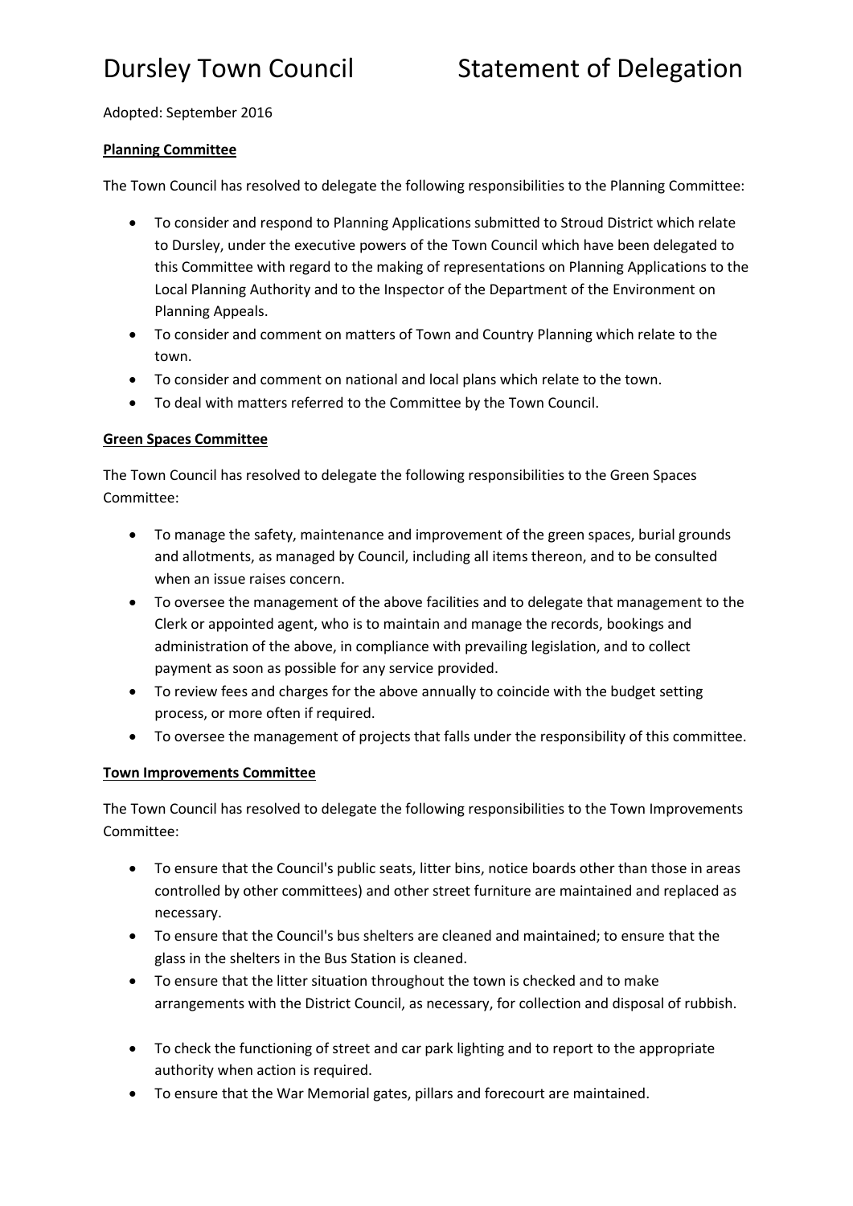# Dursley Town Council Statement of Delegation

Adopted: September 2016

## Planning Committee

The Town Council has resolved to delegate the following responsibilities to the Planning Committee:

- To consider and respond to Planning Applications submitted to Stroud District which relate to Dursley, under the executive powers of the Town Council which have been delegated to this Committee with regard to the making of representations on Planning Applications to the Local Planning Authority and to the Inspector of the Department of the Environment on Planning Appeals.
- To consider and comment on matters of Town and Country Planning which relate to the town.
- To consider and comment on national and local plans which relate to the town.
- To deal with matters referred to the Committee by the Town Council.

## Green Spaces Committee

The Town Council has resolved to delegate the following responsibilities to the Green Spaces Committee:

- To manage the safety, maintenance and improvement of the green spaces, burial grounds and allotments, as managed by Council, including all items thereon, and to be consulted when an issue raises concern.
- To oversee the management of the above facilities and to delegate that management to the Clerk or appointed agent, who is to maintain and manage the records, bookings and administration of the above, in compliance with prevailing legislation, and to collect payment as soon as possible for any service provided.
- To review fees and charges for the above annually to coincide with the budget setting process, or more often if required.
- To oversee the management of projects that falls under the responsibility of this committee.

## Town Improvements Committee

The Town Council has resolved to delegate the following responsibilities to the Town Improvements Committee:

- To ensure that the Council's public seats, litter bins, notice boards other than those in areas controlled by other committees) and other street furniture are maintained and replaced as necessary.
- To ensure that the Council's bus shelters are cleaned and maintained; to ensure that the glass in the shelters in the Bus Station is cleaned.
- To ensure that the litter situation throughout the town is checked and to make arrangements with the District Council, as necessary, for collection and disposal of rubbish.
- To check the functioning of street and car park lighting and to report to the appropriate authority when action is required.
- To ensure that the War Memorial gates, pillars and forecourt are maintained.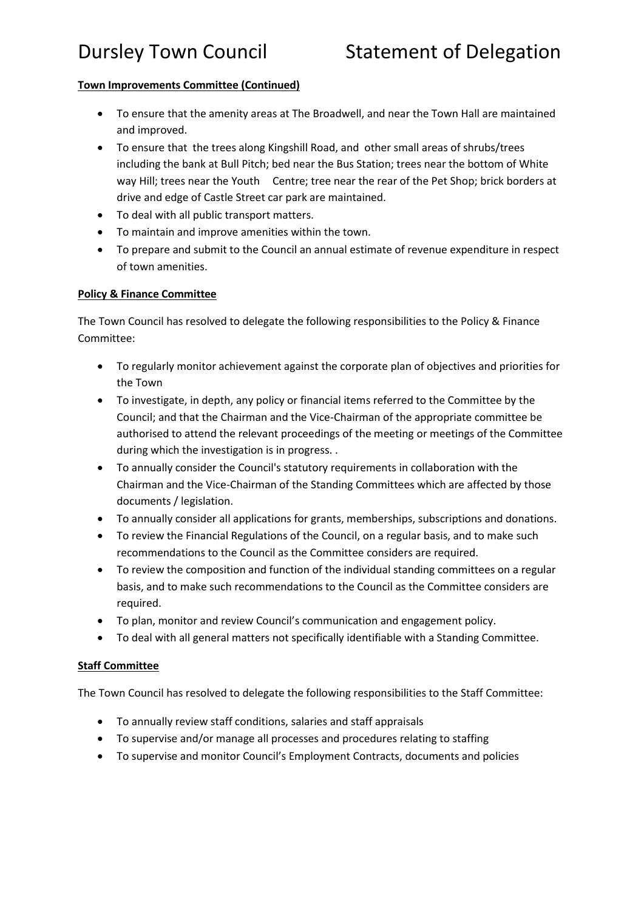**Town Improvements Committee (Continued)**

- To ensure that the amenity areas at The Broadwell, and near the Town Hall are maintained and improved.
- To ensure that the trees along Kingshill Road, and other small areas of shrubs/trees including the bank at Bull Pitch; bed near the Bus Station; trees near the bottom of White way Hill; trees near the Youth Centre; tree near the rear of the Pet Shop; brick borders at drive and edge of Castle Street car park are maintained.
- To deal with all public transport matters.
- To maintain and improve amenities within the town.
- To prepare and submit to the Council an annual estimate of revenue expenditure in respect of town amenities.

**Policy & Finance Committee**

The Town Council has resolved to delegate the following responsibilities to the Policy & Finance Committee:

- To regularly monitor achievement against the corporate plan of objectives and priorities for the Town
- To investigate, in depth, any policy or financial items referred to the Committee by the Council; and that the Chairman and the Vice-Chairman of the appropriate committee be authorised to attend the relevant proceedings of the meeting or meetings of the Committee during which the investigation is in progress. .
- To annually consider the Council's statutory requirements in collaboration with the Chairman and the Vice-Chairman of the Standing Committees which are affected by those documents / legislation.
- To annually consider all applications for grants, memberships, subscriptions and donations.
- To review the Financial Regulations of the Council, on a regular basis, and to make such recommendations to the Council as the Committee considers are required.
- To review the composition and function of the individual standing committees on a regular basis, and to make such recommendations to the Council as the Committee considers are required.
- To plan, monitor and review Council's communication and engagement policy.
- To deal with all general matters not specifically identifiable with a Standing Committee.

**Staff Committee**

The Town Council has resolved to delegate the following responsibilities to the Staff Committee:

- To annually review staff conditions, salaries and staff appraisals
- To supervise and/or manage all processes and procedures relating to staffing
- To supervise and monitor Council's Employment Contracts, documents and policies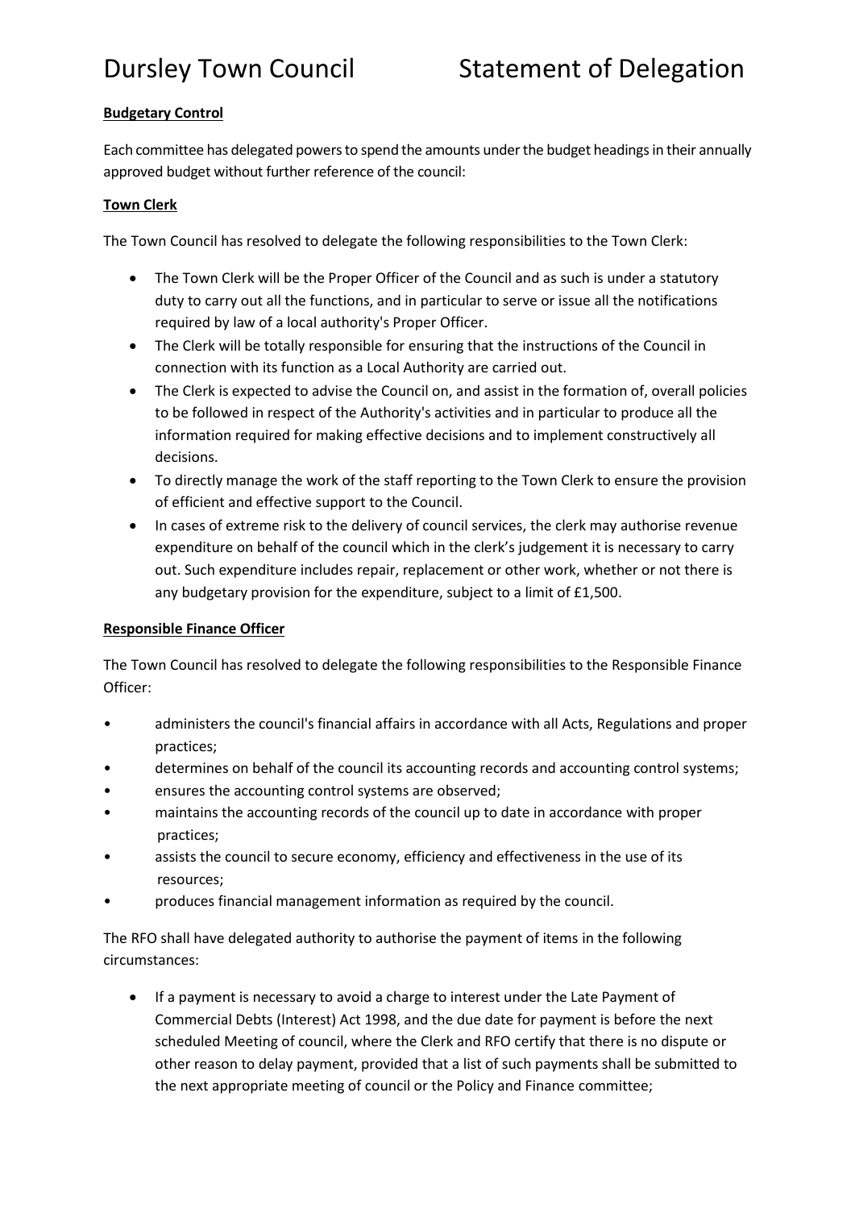**Budgetary Control**

Each committee has delegated powers to spend the amounts under the budget headings in their annually approved budget without further reference of the council:

**Town Clerk**

The Town Council has resolved to delegate the following responsibilities to the Town Clerk:

- The Town Clerk will be the Proper Officer of the Council and as such is under a statutory duty to carry out all the functions, and in particular to serve or issue all the notifications required by law of a local authority's Proper Officer.
- The Clerk will be totally responsible for ensuring that the instructions of the Council in connection with its function as a Local Authority are carried out.
- The Clerk is expected to advise the Council on, and assist in the formation of, overall policies to be followed in respect of the Authority's activities and in particular to produce all the information required for making effective decisions and to implement constructively all decisions.
- To directly manage the work of the staff reporting to the Town Clerk to ensure the provision of efficient and effective support to the Council.
- In cases of extreme risk to the delivery of council services, the clerk may authorise revenue expenditure on behalf of the council which in the clerk's judgement it is necessary to carry out. Such expenditure includes repair, replacement or other work, whether or not there is any budgetary provision for the expenditure, subject to a limit of £1,500.

**Responsible Finance Officer**

The Town Council has resolved to delegate the following responsibilities to the Responsible Finance Officer:

- administers the council's financial affairs in accordance with all Acts, Regulations and proper practices;
- determines on behalf of the council its accounting records and accounting control systems;
- ensures the accounting control systems are observed;
- maintains the accounting records of the council up to date in accordance with proper practices;
- assists the council to secure economy, efficiency and effectiveness in the use of its resources;
- produces financial management information as required by the council.

The RFO shall have delegated authority to authorise the payment of items in the following circumstances:

- If a payment is necessary to avoid a charge to interest under the Late Payment of Commercial Debts (Interest) Act 1998, and the due date for payment is before the next scheduled Meeting of council, where the Clerk and RFO certify that there is no dispute or other reason to delay payment, provided that a list of such payments shall be submitted to the next appropriate meeting of council or the Policy and Finance committee;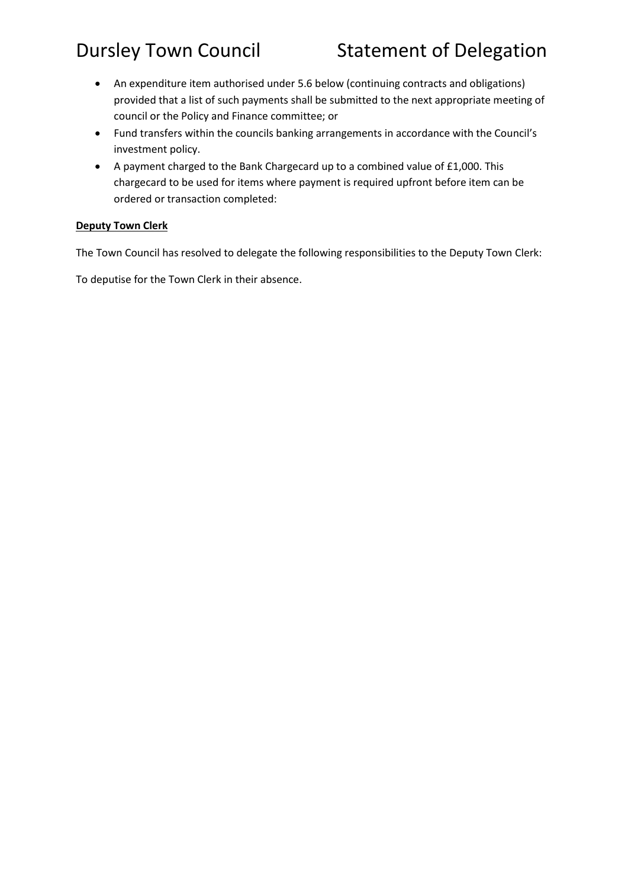- An expenditure item authorised under 5.6 below (continuing contracts and obligations) provided that a list of such payments shall be submitted to the next appropriate meeting of council or the Policy and Finance committee; or
- Fund transfers within the councils banking arrangements in accordance with the Council's investment policy.
- A payment charged to the Bank Chargecard up to a combined value of £1,000. This chargecard to be used for items where payment is required upfront before item can be ordered or transaction completed:

**Deputy Town Clerk**

The Town Council has resolved to delegate the following responsibilities to the Deputy Town Clerk:

To deputise for the Town Clerk in their absence.